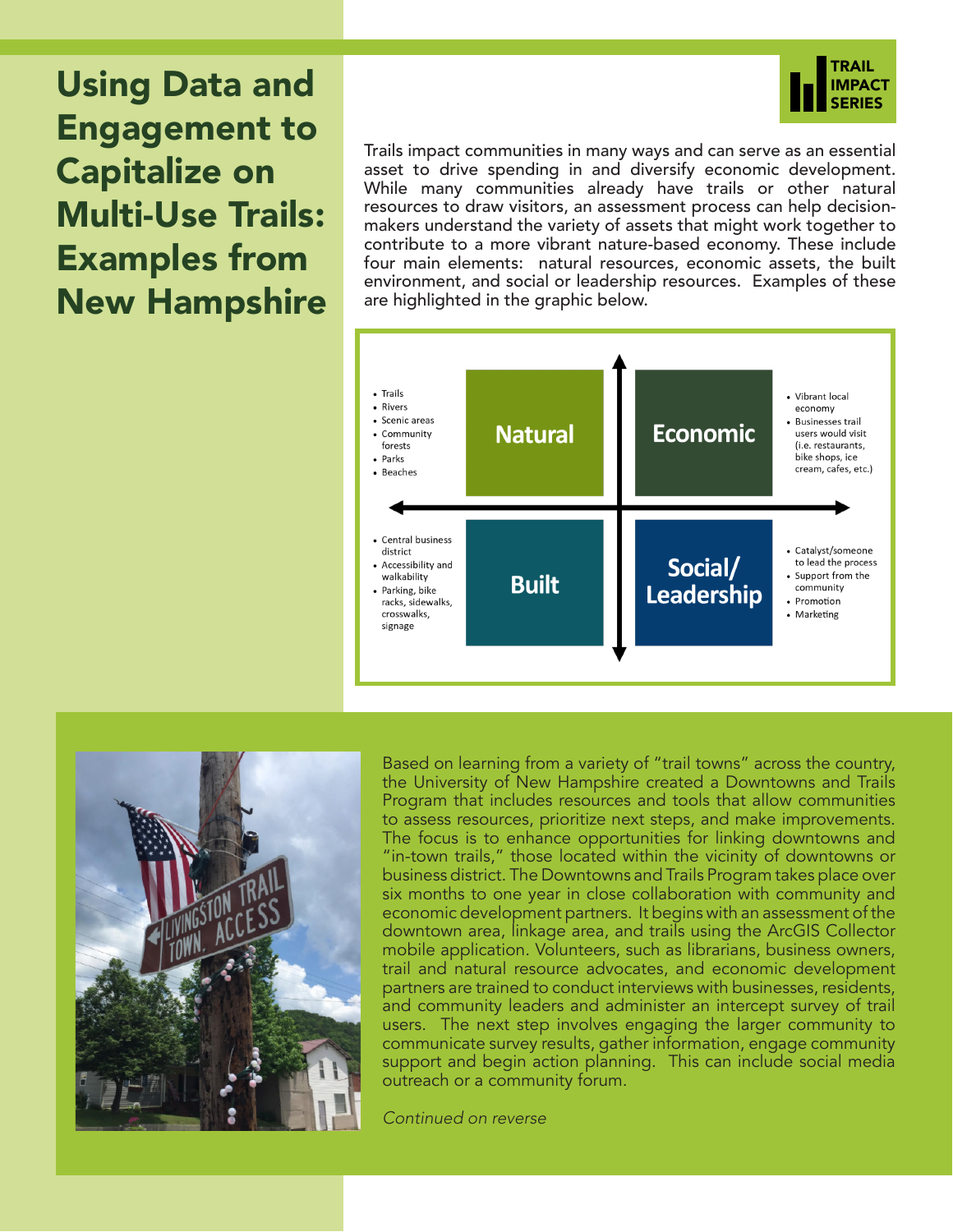# Using Data and Engagement to Capitalize on Multi-Use Trails: Examples from New Hampshire

TRAIL IMPACT SERIES

Trails impact communities in many ways and can serve as an essential asset to drive spending in and diversify economic development. While many communities already have trails or other natural resources to draw visitors, an assessment process can help decision-makers understand the variety of assets that might work together to contribute to a more vibrant nature-based economy. These include four main elements: natural resources, economic assets, the built environment, and social or leadership resources. Examples of these are highlighted in the graphic below.

**Natural**
- Trails
- Rivers
- Scenic areas
- Community forests
- Parks
- Beaches

**Economic**
- Vibrant local economy
- Businesses trail users would visit (i.e. restaurants, bike shops, ice cream, cafes, etc.)

**Built**
- Central business district
- Accessibility and walkability
- Parking, bike racks, sidewalks, crosswalks, signage

**Social/ Leadership**
- Catalyst/someone to lead the process
- Support from the community
- Promotion
- Marketing

Based on learning from a variety of "trail towns" across the country, the University of New Hampshire created a Downtowns and Trails Program that includes resources and tools that allow communities to assess resources, prioritize next steps, and make improvements. The focus is to enhance opportunities for linking downtowns and "in-town trails," those located within the vicinity of downtowns or business district. The Downtowns and Trails Program takes place over six months to one year in close collaboration with community and economic development partners. It begins with an assessment of the downtown area, linkage area, and trails using the ArcGIS Collector mobile application. Volunteers, such as librarians, business owners, trail and natural resource advocates, and economic development partners are trained to conduct interviews with businesses, residents, and community leaders and administer an intercept survey of trail users. The next step involves engaging the larger community to communicate survey results, gather information, engage community support and begin action planning. This can include social media outreach or a community forum.

*Continued on reverse*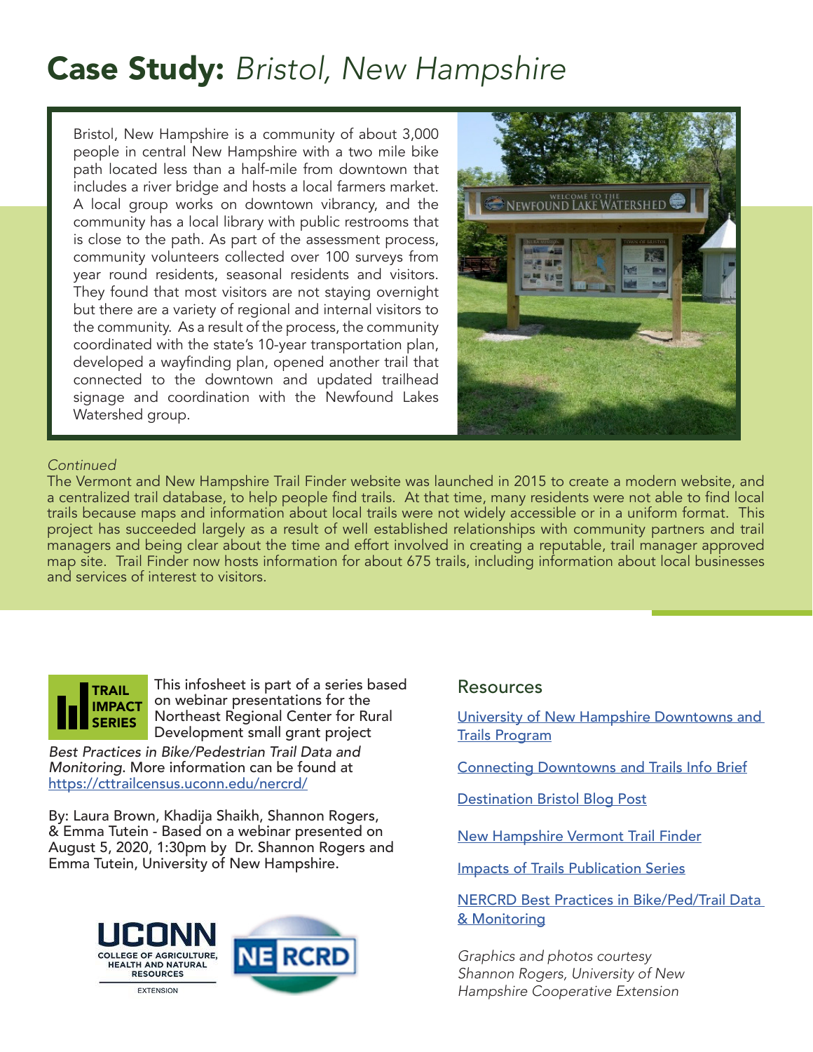# **Case Study:** *Bristol, New Hampshire*

Bristol, New Hampshire is a community of about 3,000 people in central New Hampshire with a two mile bike path located less than a half-mile from downtown that includes a river bridge and hosts a local farmers market. A local group works on downtown vibrancy, and the community has a local library with public restrooms that is close to the path. As part of the assessment process, community volunteers collected over 100 surveys from year round residents, seasonal residents and visitors. They found that most visitors are not staying overnight but there are a variety of regional and internal visitors to the community. As a result of the process, the community coordinated with the state's 10-year transportation plan, developed a wayfinding plan, opened another trail that connected to the downtown and updated trailhead signage and coordination with the Newfound Lakes Watershed group.

*Continued*

The Vermont and New Hampshire Trail Finder website was launched in 2015 to create a modern website, and a centralized trail database, to help people find trails. At that time, many residents were not able to find local trails because maps and information about local trails were not widely accessible or in a uniform format. This project has succeeded largely as a result of well established relationships with community partners and trail managers and being clear about the time and effort involved in creating a reputable, trail manager approved map site. Trail Finder now hosts information for about 675 trails, including information about local businesses and services of interest to visitors.

**TRAIL IMPACT SERIES**

This infosheet is part of a series based on webinar presentations for the Northeast Regional Center for Rural Development small grant project *Best Practices in Bike/Pedestrian Trail Data and Monitoring*. More information can be found at https://cttrailcensus.uconn.edu/nercrd/

By: Laura Brown, Khadija Shaikh, Shannon Rogers, & Emma Tutein - Based on a webinar presented on August 5, 2020, 1:30pm by Dr. Shannon Rogers and Emma Tutein, University of New Hampshire.

UCONN College of Agriculture, Health and Natural Resources Extension

NE RCRD

## Resources

University of New Hampshire Downtowns and Trails Program

Connecting Downtowns and Trails Info Brief

Destination Bristol Blog Post

New Hampshire Vermont Trail Finder

Impacts of Trails Publication Series

NERCRD Best Practices in Bike/Ped/Trail Data & Monitoring

*Graphics and photos courtesy Shannon Rogers, University of New Hampshire Cooperative Extension*